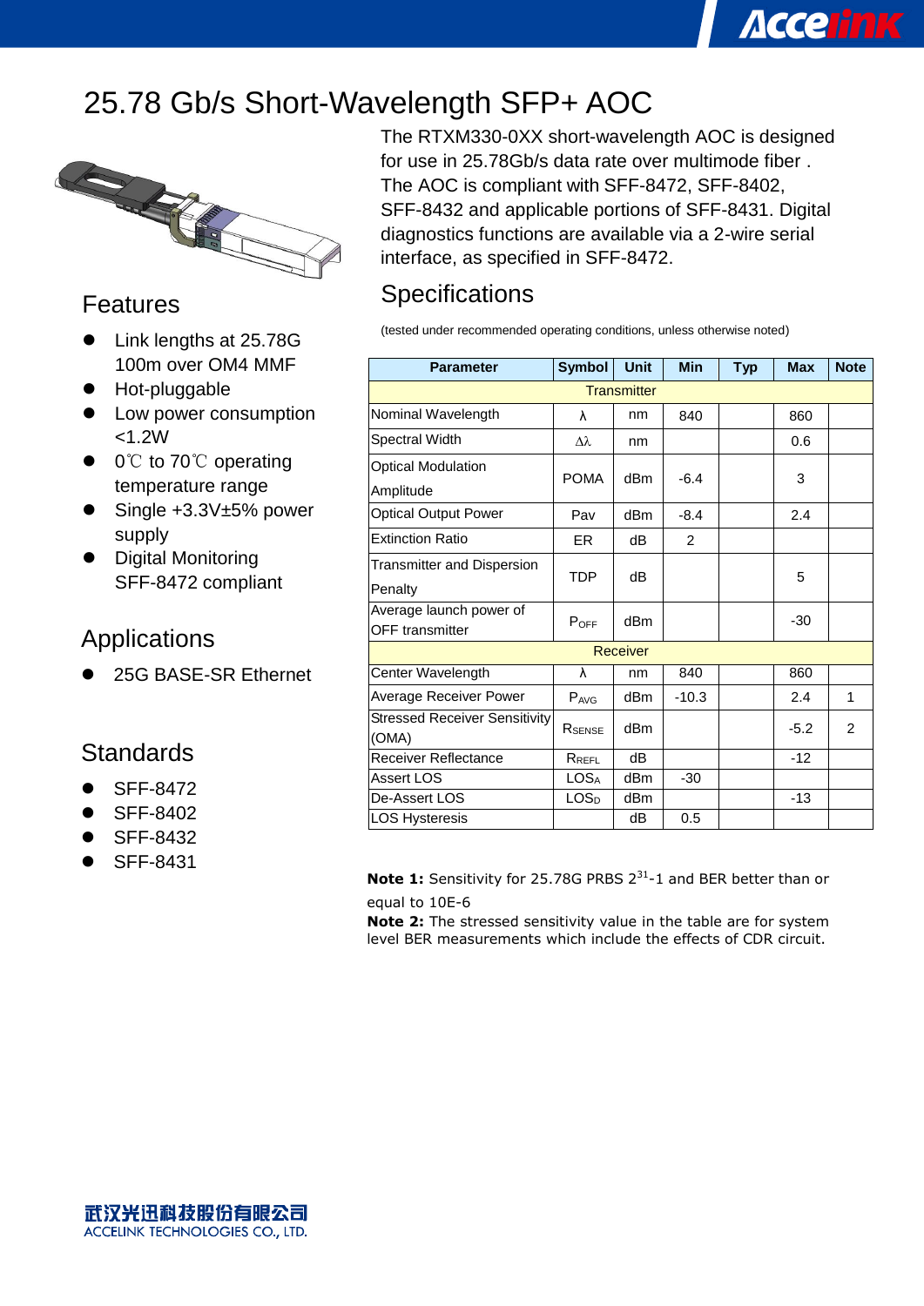# 25.78 Gb/s Short-Wavelength SFP+ AOC

The RTXM330-0XX short-wavelength AOC is designed for use in 25.78Gb/s data rate over multimode fiber . The AOC is compliant with SFF-8472, SFF-8402, SFF-8432 and applicable portions of SFF-8431. Digital diagnostics functions are available via a 2-wire serial interface, as specified in SFF-8472.

## Features

- Link lengths at 25.78G 100m over OM4 MMF
- Hot-pluggable
- Low power consumption <1.2W
- 0℃ to 70℃ operating temperature range
- Single +3.3V±5% power supply
- Digital Monitoring SFF-8472 compliant

## Applications

- 25G BASE-SR Ethernet

## Standards

- SFF-8472
- SFF-8402
- SFF-8432
- SFF-8431

## Specifications

(tested under recommended operating conditions, unless otherwise noted)

| Parameter | Symbol | Unit | Min | Typ | Max | Note |
|---|---|---|---|---|---|---|
| Transmitter | | | | | | |
| Nominal Wavelength | λ | nm | 840 | | 860 | |
| Spectral Width | Δλ | nm | | | 0.6 | |
| Optical Modulation Amplitude | POMA | dBm | -6.4 | | 3 | |
| Optical Output Power | Pav | dBm | -8.4 | | 2.4 | |
| Extinction Ratio | ER | dB | 2 | | | |
| Transmitter and Dispersion Penalty | TDP | dB | | | 5 | |
| Average launch power of OFF transmitter | $P_{OFF}$ | dBm | | | -30 | |
| Receiver | | | | | | |
| Center Wavelength | λ | nm | 840 | | 860 | |
| Average Receiver Power | $P_{AVG}$ | dBm | -10.3 | | 2.4 | 1 |
| Stressed Receiver Sensitivity (OMA) | $R_{SENSE}$ | dBm | | | -5.2 | 2 |
| Receiver Reflectance | $R_{REFL}$ | dB | | | -12 | |
| Assert LOS | $LOS_A$ | dBm | -30 | | | |
| De-Assert LOS | $LOS_D$ | dBm | | | -13 | |
| LOS Hysteresis | | dB | 0.5 | | | |

**Note 1:** Sensitivity for 25.78G PRBS $2^{31}$-1 and BER better than or equal to 10E-6

**Note 2:** The stressed sensitivity value in the table are for system level BER measurements which include the effects of CDR circuit.

武汉光迅科技股份有限公司
ACCELINK TECHNOLOGIES CO., LTD.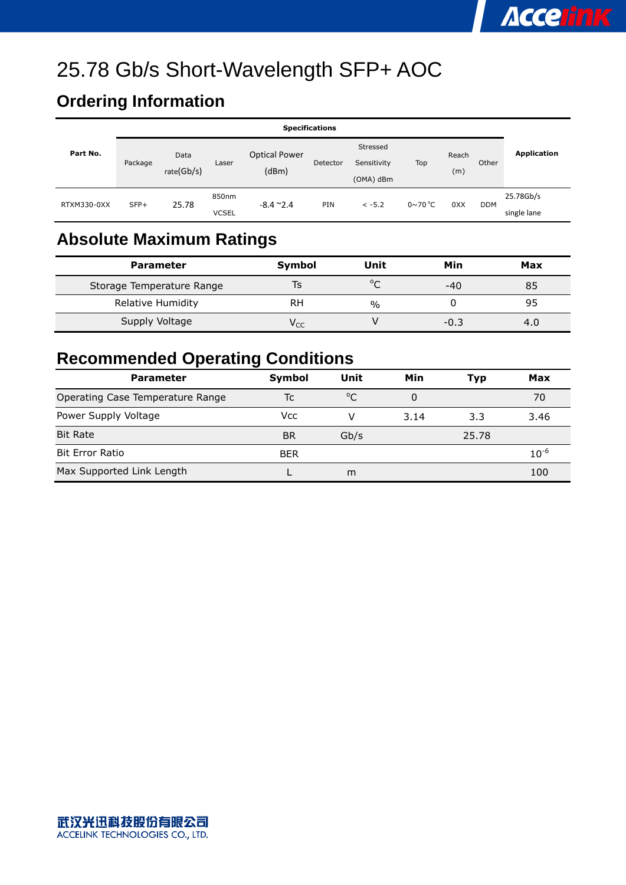# 25.78 Gb/s Short-Wavelength SFP+ AOC

## Ordering Information

| Part No. | Specifications | | | | | | | | | Application |
|---|---|---|---|---|---|---|---|---|---|---|
| | Package | Data rate(Gb/s) | Laser | Optical Power (dBm) | Detector | Stressed Sensitivity (OMA) dBm | Top | Reach (m) | Other | |
| RTXM330-0XX | SFP+ | 25.78 | 850nm VCSEL | -8.4 ~2.4 | PIN | < -5.2 | 0~70 °C | 0XX | DDM | 25.78Gb/s single lane |

## Absolute Maximum Ratings

| Parameter | Symbol | Unit | Min | Max |
|---|---|---|---|---|
| Storage Temperature Range | Ts | °C | -40 | 85 |
| Relative Humidity | RH | % | 0 | 95 |
| Supply Voltage | $V_{CC}$ | V | -0.3 | 4.0 |

## Recommended Operating Conditions

| Parameter | Symbol | Unit | Min | Typ | Max |
|---|---|---|---|---|---|
| Operating Case Temperature Range | Tc | °C | 0 | | 70 |
| Power Supply Voltage | Vcc | V | 3.14 | 3.3 | 3.46 |
| Bit Rate | BR | Gb/s | | 25.78 | |
| Bit Error Ratio | BER | | | | $10^{-6}$ |
| Max Supported Link Length | L | m | | | 100 |

武汉光迅科技股份有限公司
ACCELINK TECHNOLOGIES CO., LTD.